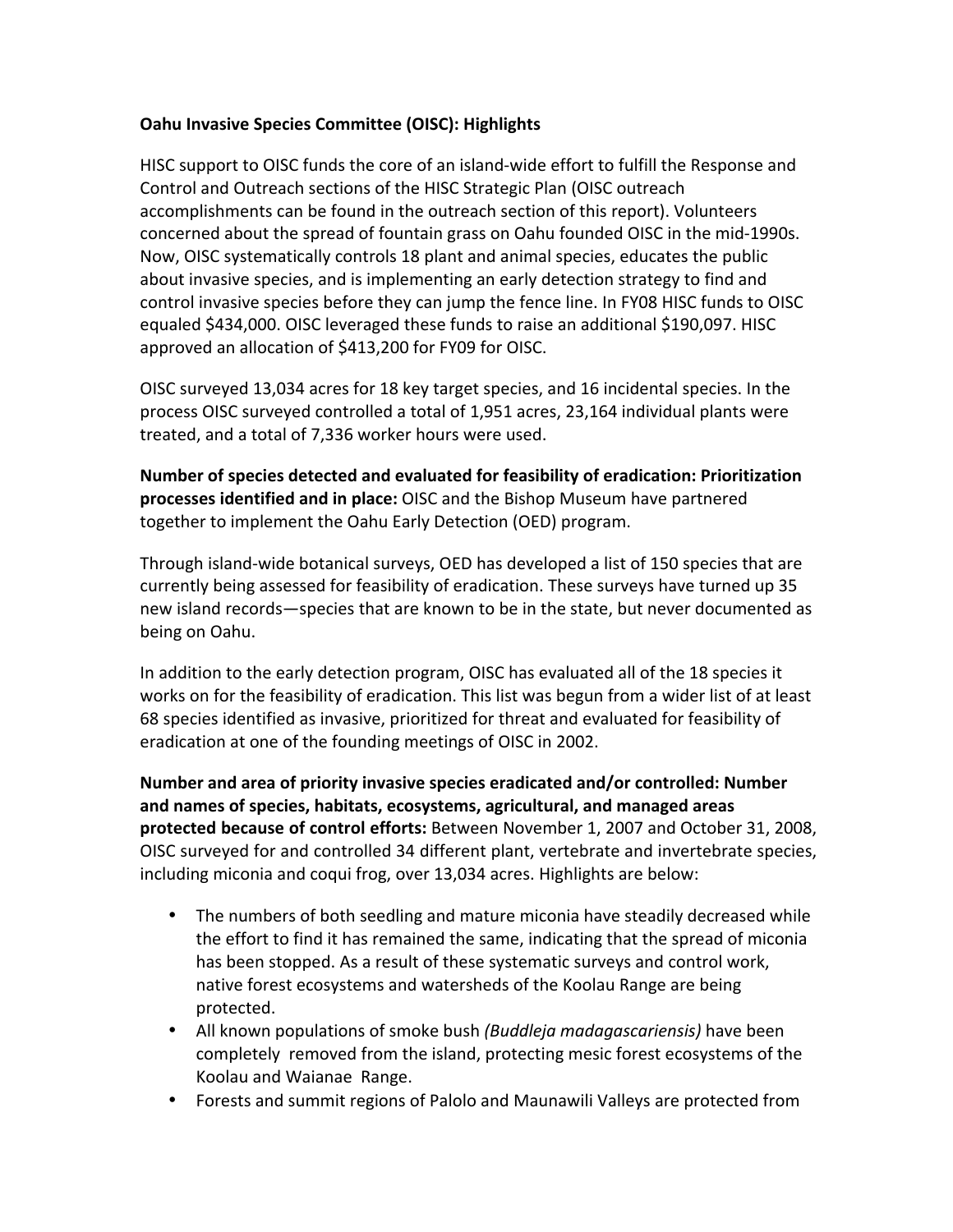**Oahu Invasive Species Committee (OISC): Highlights**

HISC support to OISC funds the core of an island-wide effort to fulfill the Response and Control and Outreach sections of the HISC Strategic Plan (OISC outreach accomplishments can be found in the outreach section of this report). Volunteers concerned about the spread of fountain grass on Oahu founded OISC in the mid-1990s. Now, OISC systematically controls 18 plant and animal species, educates the public about invasive species, and is implementing an early detection strategy to find and control invasive species before they can jump the fence line. In FY08 HISC funds to OISC equaled $434,000. OISC leveraged these funds to raise an additional $190,097. HISC approved an allocation of $413,200 for FY09 for OISC.

OISC surveyed 13,034 acres for 18 key target species, and 16 incidental species. In the process OISC surveyed controlled a total of 1,951 acres, 23,164 individual plants were treated, and a total of 7,336 worker hours were used.

**Number of species detected and evaluated for feasibility of eradication: Prioritization processes identified and in place:** OISC and the Bishop Museum have partnered together to implement the Oahu Early Detection (OED) program.

Through island-wide botanical surveys, OED has developed a list of 150 species that are currently being assessed for feasibility of eradication. These surveys have turned up 35 new island records—species that are known to be in the state, but never documented as being on Oahu.

In addition to the early detection program, OISC has evaluated all of the 18 species it works on for the feasibility of eradication. This list was begun from a wider list of at least 68 species identified as invasive, prioritized for threat and evaluated for feasibility of eradication at one of the founding meetings of OISC in 2002.

**Number and area of priority invasive species eradicated and/or controlled: Number and names of species, habitats, ecosystems, agricultural, and managed areas protected because of control efforts:** Between November 1, 2007 and October 31, 2008, OISC surveyed for and controlled 34 different plant, vertebrate and invertebrate species, including miconia and coqui frog, over 13,034 acres. Highlights are below:

- The numbers of both seedling and mature miconia have steadily decreased while the effort to find it has remained the same, indicating that the spread of miconia has been stopped. As a result of these systematic surveys and control work, native forest ecosystems and watersheds of the Koolau Range are being protected.
- All known populations of smoke bush *(Buddleja madagascariensis)* have been completely removed from the island, protecting mesic forest ecosystems of the Koolau and Waianae Range.
- Forests and summit regions of Palolo and Maunawili Valleys are protected from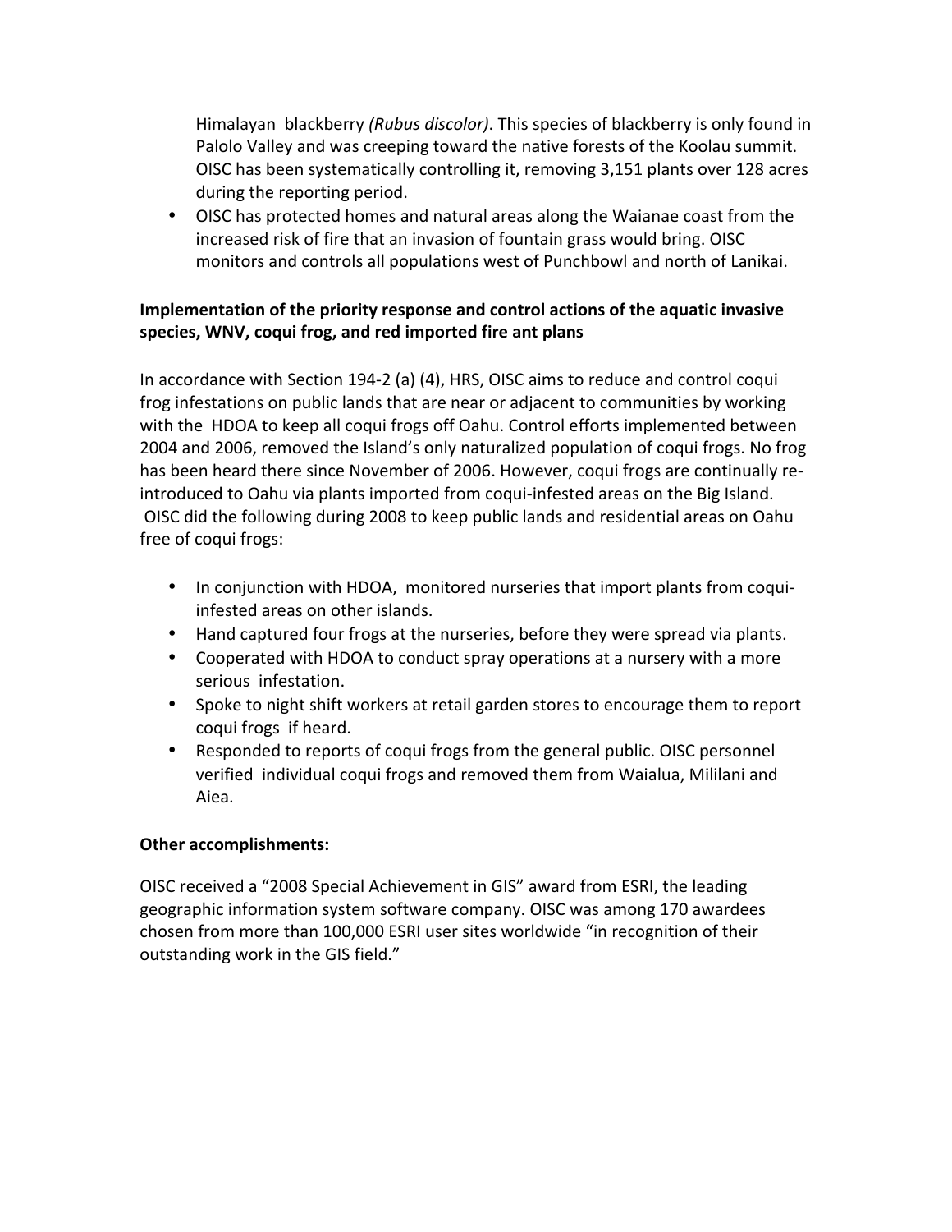Himalayan blackberry *(Rubus discolor)*. This species of blackberry is only found in Palolo Valley and was creeping toward the native forests of the Koolau summit. OISC has been systematically controlling it, removing 3,151 plants over 128 acres during the reporting period.

- OISC has protected homes and natural areas along the Waianae coast from the increased risk of fire that an invasion of fountain grass would bring. OISC monitors and controls all populations west of Punchbowl and north of Lanikai.

**Implementation of the priority response and control actions of the aquatic invasive species, WNV, coqui frog, and red imported fire ant plans**

In accordance with Section 194-2 (a) (4), HRS, OISC aims to reduce and control coqui frog infestations on public lands that are near or adjacent to communities by working with the HDOA to keep all coqui frogs off Oahu. Control efforts implemented between 2004 and 2006, removed the Island's only naturalized population of coqui frogs. No frog has been heard there since November of 2006. However, coqui frogs are continually re-introduced to Oahu via plants imported from coqui-infested areas on the Big Island. OISC did the following during 2008 to keep public lands and residential areas on Oahu free of coqui frogs:

- In conjunction with HDOA, monitored nurseries that import plants from coqui-infested areas on other islands.
- Hand captured four frogs at the nurseries, before they were spread via plants.
- Cooperated with HDOA to conduct spray operations at a nursery with a more serious infestation.
- Spoke to night shift workers at retail garden stores to encourage them to report coqui frogs if heard.
- Responded to reports of coqui frogs from the general public. OISC personnel verified individual coqui frogs and removed them from Waialua, Mililani and Aiea.

**Other accomplishments:**

OISC received a "2008 Special Achievement in GIS" award from ESRI, the leading geographic information system software company. OISC was among 170 awardees chosen from more than 100,000 ESRI user sites worldwide "in recognition of their outstanding work in the GIS field."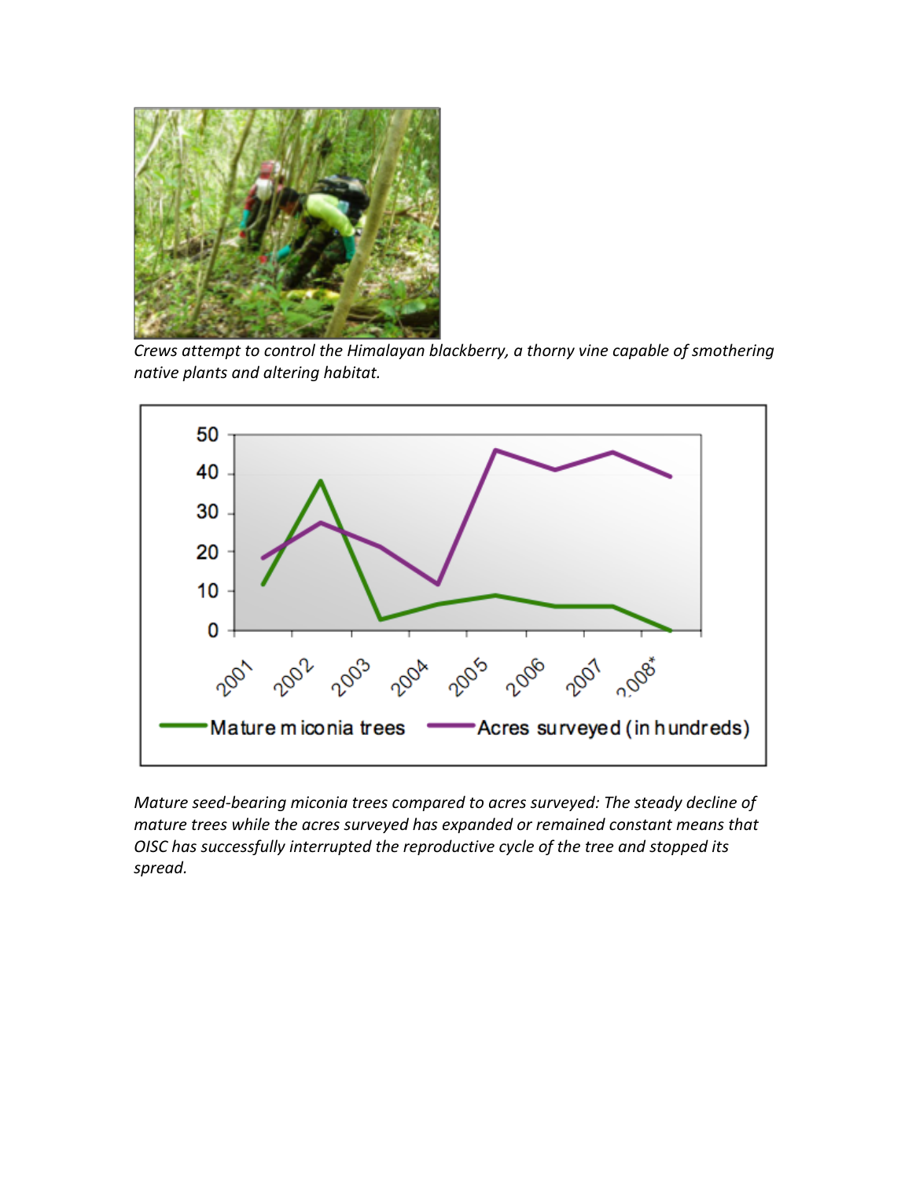*Crews attempt to control the Himalayan blackberry, a thorny vine capable of smothering native plants and altering habitat.*

50
40
30
20
10
0

2001 2002 2003 2004 2005 2006 2007 2008*

Mature miconia trees
Acres surveyed (in hundreds)

*Mature seed-bearing miconia trees compared to acres surveyed: The steady decline of mature trees while the acres surveyed has expanded or remained constant means that OISC has successfully interrupted the reproductive cycle of the tree and stopped its spread.*